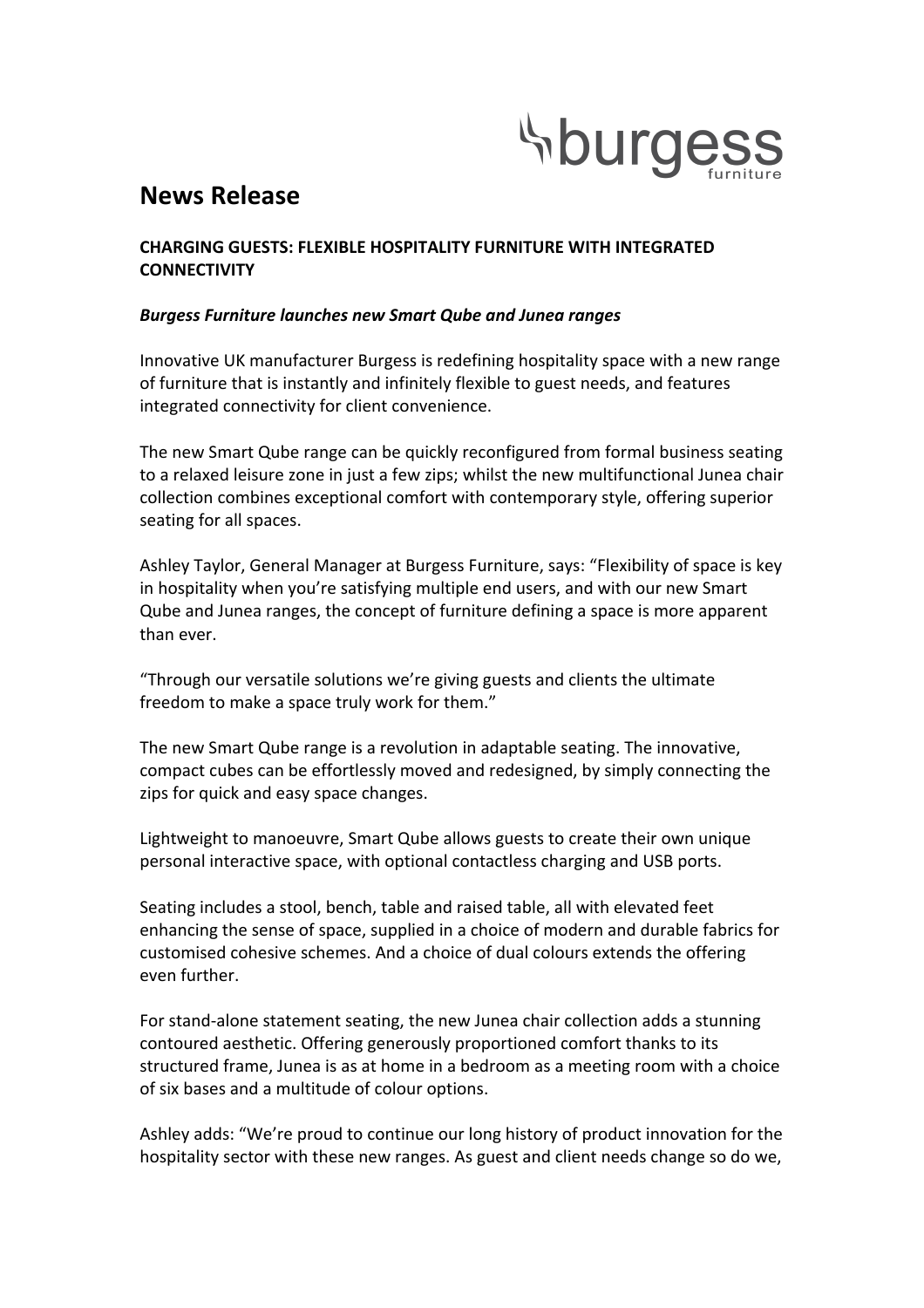burgess furniture

# News Release

**CHARGING GUESTS: FLEXIBLE HOSPITALITY FURNITURE WITH INTEGRATED CONNECTIVITY**

***Burgess Furniture launches new Smart Qube and Junea ranges***

Innovative UK manufacturer Burgess is redefining hospitality space with a new range of furniture that is instantly and infinitely flexible to guest needs, and features integrated connectivity for client convenience.

The new Smart Qube range can be quickly reconfigured from formal business seating to a relaxed leisure zone in just a few zips; whilst the new multifunctional Junea chair collection combines exceptional comfort with contemporary style, offering superior seating for all spaces.

Ashley Taylor, General Manager at Burgess Furniture, says: "Flexibility of space is key in hospitality when you're satisfying multiple end users, and with our new Smart Qube and Junea ranges, the concept of furniture defining a space is more apparent than ever.

"Through our versatile solutions we're giving guests and clients the ultimate freedom to make a space truly work for them."

The new Smart Qube range is a revolution in adaptable seating. The innovative, compact cubes can be effortlessly moved and redesigned, by simply connecting the zips for quick and easy space changes.

Lightweight to manoeuvre, Smart Qube allows guests to create their own unique personal interactive space, with optional contactless charging and USB ports.

Seating includes a stool, bench, table and raised table, all with elevated feet enhancing the sense of space, supplied in a choice of modern and durable fabrics for customised cohesive schemes. And a choice of dual colours extends the offering even further.

For stand-alone statement seating, the new Junea chair collection adds a stunning contoured aesthetic. Offering generously proportioned comfort thanks to its structured frame, Junea is as at home in a bedroom as a meeting room with a choice of six bases and a multitude of colour options.

Ashley adds: "We're proud to continue our long history of product innovation for the hospitality sector with these new ranges. As guest and client needs change so do we,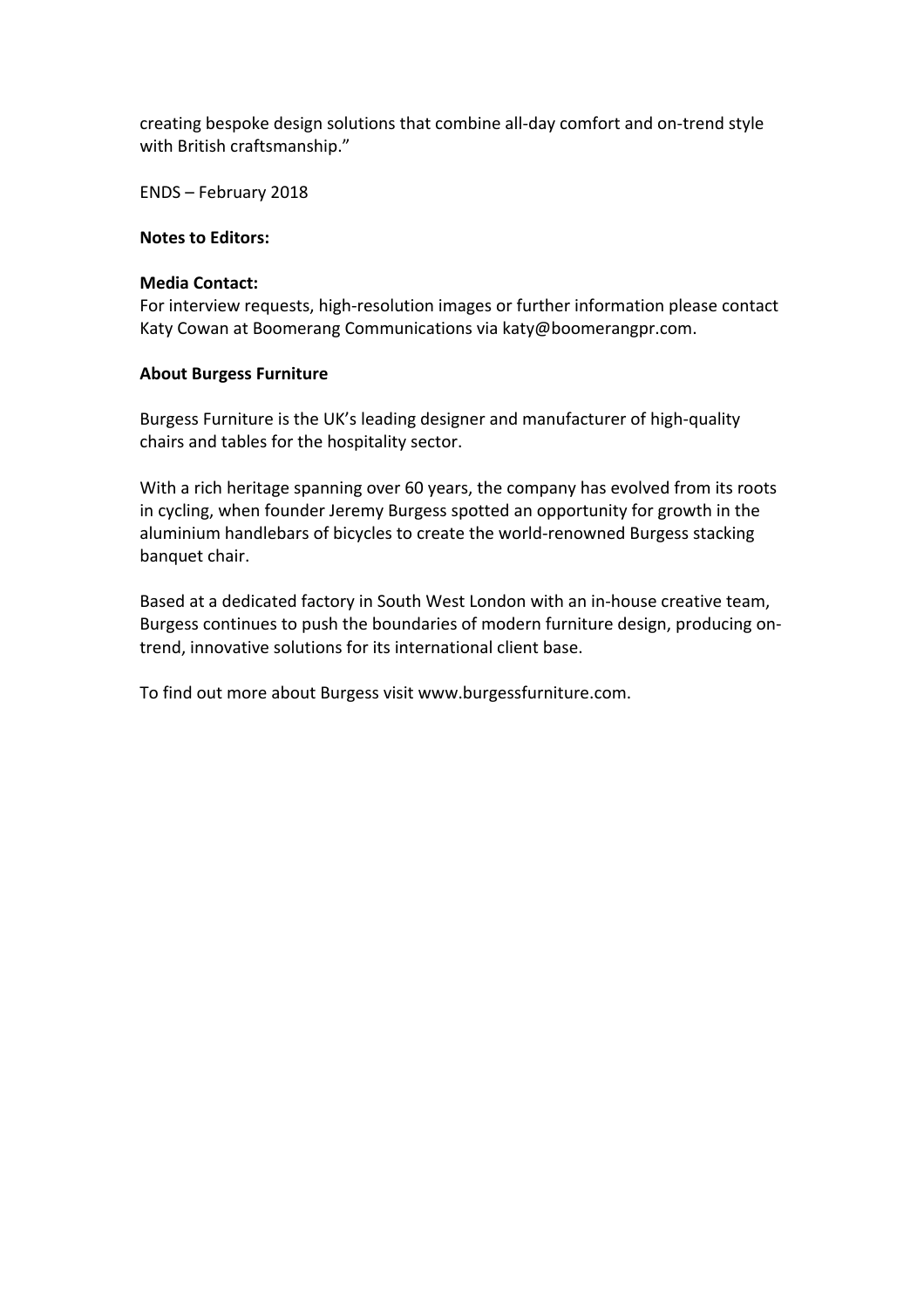creating bespoke design solutions that combine all-day comfort and on-trend style with British craftsmanship."

ENDS – February 2018

**Notes to Editors:**

**Media Contact:**
For interview requests, high-resolution images or further information please contact Katy Cowan at Boomerang Communications via katy@boomerangpr.com.

**About Burgess Furniture**

Burgess Furniture is the UK's leading designer and manufacturer of high-quality chairs and tables for the hospitality sector.

With a rich heritage spanning over 60 years, the company has evolved from its roots in cycling, when founder Jeremy Burgess spotted an opportunity for growth in the aluminium handlebars of bicycles to create the world-renowned Burgess stacking banquet chair.

Based at a dedicated factory in South West London with an in-house creative team, Burgess continues to push the boundaries of modern furniture design, producing on-trend, innovative solutions for its international client base.

To find out more about Burgess visit www.burgessfurniture.com.